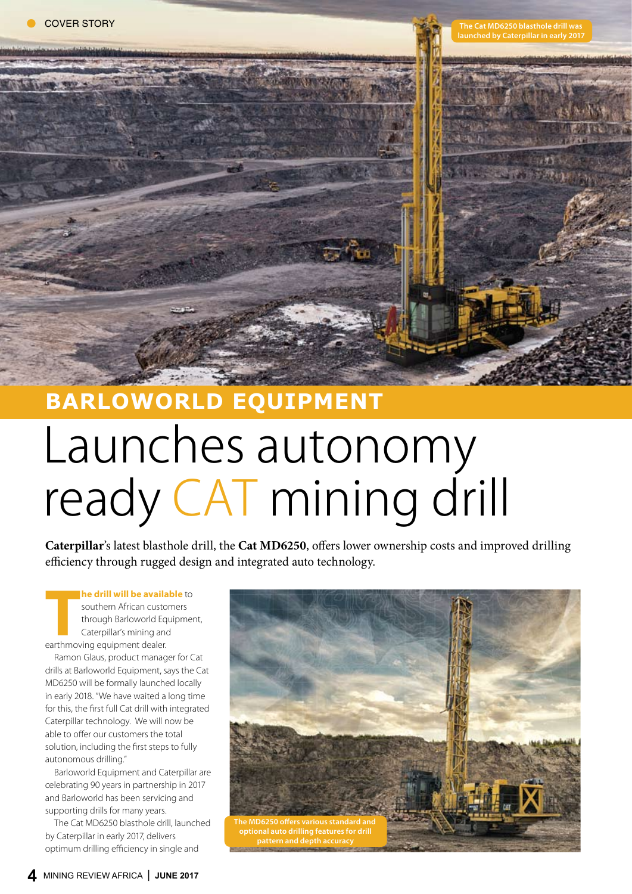# BARLOWORLD EQUIPMENT

# Launches autonomy ready CAT mining drill

The Cat MD6250 blasthole drill was launched by Caterpillar in early 2017

**Caterpillar**'s latest blasthole drill, the **Cat MD6250**, offers lower ownership costs and improved drilling efficiency through rugged design and integrated auto technology.

**The drill will be available** to southern African customers through Barloworld Equipment, Caterpillar's mining and earthmoving equipment dealer.

Ramon Glaus, product manager for Cat drills at Barloworld Equipment, says the Cat MD6250 will be formally launched locally in early 2018. "We have waited a long time for this, the first full Cat drill with integrated Caterpillar technology. We will now be able to offer our customers the total solution, including the first steps to fully autonomous drilling."

Barloworld Equipment and Caterpillar are celebrating 90 years in partnership in 2017 and Barloworld has been servicing and supporting drills for many years.

The Cat MD6250 blasthole drill, launched by Caterpillar in early 2017, delivers optimum drilling efficiency in single and

The MD6250 offers various standard and optional auto drilling features for drill pattern and depth accuracy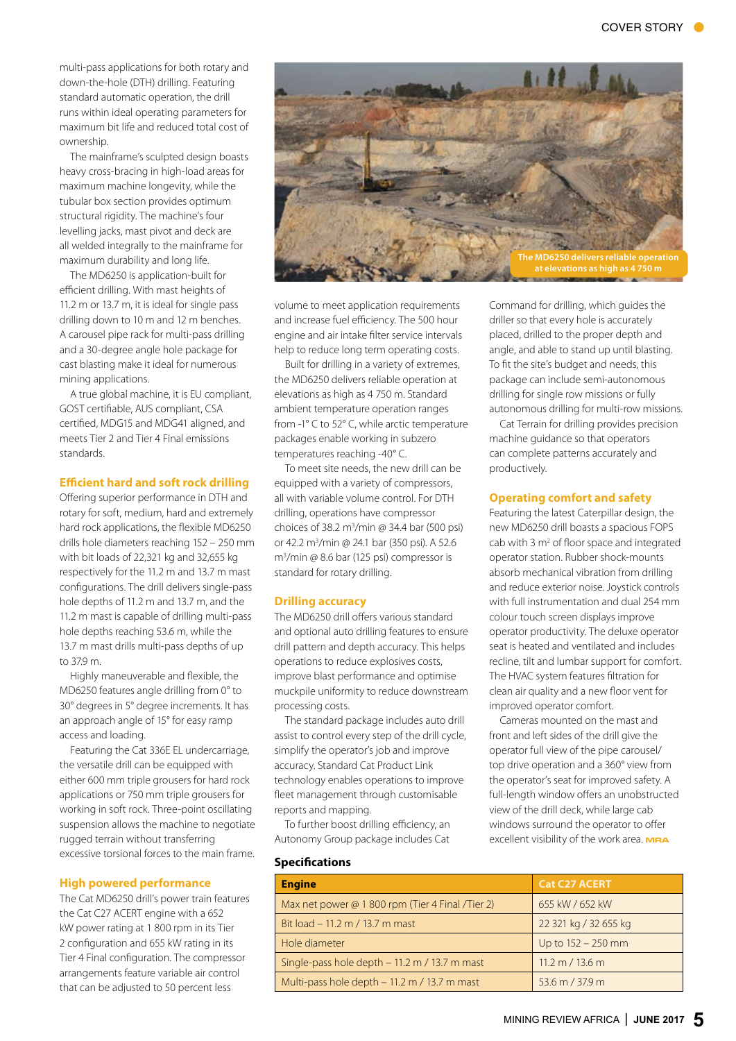multi-pass applications for both rotary and down-the-hole (DTH) drilling. Featuring standard automatic operation, the drill runs within ideal operating parameters for maximum bit life and reduced total cost of ownership.

The mainframe's sculpted design boasts heavy cross-bracing in high-load areas for maximum machine longevity, while the tubular box section provides optimum structural rigidity. The machine's four levelling jacks, mast pivot and deck are all welded integrally to the mainframe for maximum durability and long life.

The MD6250 is application-built for efficient drilling. With mast heights of 11.2 m or 13.7 m, it is ideal for single pass drilling down to 10 m and 12 m benches. A carousel pipe rack for multi-pass drilling and a 30-degree angle hole package for cast blasting make it ideal for numerous mining applications.

A true global machine, it is EU compliant, GOST certifiable, AUS compliant, CSA certified, MDG15 and MDG41 aligned, and meets Tier 2 and Tier 4 Final emissions standards.

## Efficient hard and soft rock drilling

Offering superior performance in DTH and rotary for soft, medium, hard and extremely hard rock applications, the flexible MD6250 drills hole diameters reaching 152 – 250 mm with bit loads of 22,321 kg and 32,655 kg respectively for the 11.2 m and 13.7 m mast configurations. The drill delivers single-pass hole depths of 11.2 m and 13.7 m, and the 11.2 m mast is capable of drilling multi-pass hole depths reaching 53.6 m, while the 13.7 m mast drills multi-pass depths of up to 37.9 m.

Highly maneuverable and flexible, the MD6250 features angle drilling from 0° to 30° degrees in 5° degree increments. It has an approach angle of 15° for easy ramp access and loading.

Featuring the Cat 336E EL undercarriage, the versatile drill can be equipped with either 600 mm triple grousers for hard rock applications or 750 mm triple grousers for working in soft rock. Three-point oscillating suspension allows the machine to negotiate rugged terrain without transferring excessive torsional forces to the main frame.

## High powered performance

The Cat MD6250 drill's power train features the Cat C27 ACERT engine with a 652 kW power rating at 1 800 rpm in its Tier 2 configuration and 655 kW rating in its Tier 4 Final configuration. The compressor arrangements feature variable air control that can be adjusted to 50 percent less volume to meet application requirements and increase fuel efficiency. The 500 hour engine and air intake filter service intervals help to reduce long term operating costs.

The MD6250 delivers reliable operation at elevations as high as 4 750 m

Built for drilling in a variety of extremes, the MD6250 delivers reliable operation at elevations as high as 4 750 m. Standard ambient temperature operation ranges from -1° C to 52° C, while arctic temperature packages enable working in subzero temperatures reaching -40° C.

To meet site needs, the new drill can be equipped with a variety of compressors, all with variable volume control. For DTH drilling, operations have compressor choices of 38.2 m³/min @ 34.4 bar (500 psi) or 42.2 m³/min @ 24.1 bar (350 psi). A 52.6 m³/min @ 8.6 bar (125 psi) compressor is standard for rotary drilling.

## Drilling accuracy

The MD6250 drill offers various standard and optional auto drilling features to ensure drill pattern and depth accuracy. This helps operations to reduce explosives costs, improve blast performance and optimise muckpile uniformity to reduce downstream processing costs.

The standard package includes auto drill assist to control every step of the drill cycle, simplify the operator's job and improve accuracy. Standard Cat Product Link technology enables operations to improve fleet management through customisable reports and mapping.

To further boost drilling efficiency, an Autonomy Group package includes Cat Command for drilling, which guides the driller so that every hole is accurately placed, drilled to the proper depth and angle, and able to stand up until blasting. To fit the site's budget and needs, this package can include semi-autonomous drilling for single row missions or fully autonomous drilling for multi-row missions.

Cat Terrain for drilling provides precision machine guidance so that operators can complete patterns accurately and productively.

## Operating comfort and safety

Featuring the latest Caterpillar design, the new MD6250 drill boasts a spacious FOPS cab with 3 m² of floor space and integrated operator station. Rubber shock-mounts absorb mechanical vibration from drilling and reduce exterior noise. Joystick controls with full instrumentation and dual 254 mm colour touch screen displays improve operator productivity. The deluxe operator seat is heated and ventilated and includes recline, tilt and lumbar support for comfort. The HVAC system features filtration for clean air quality and a new floor vent for improved operator comfort.

Cameras mounted on the mast and front and left sides of the drill give the operator full view of the pipe carousel/top drive operation and a 360° view from the operator's seat for improved safety. A full-length window offers an unobstructed view of the drill deck, while large cab windows surround the operator to offer excellent visibility of the work area. MRA

**Specifications**

| Engine | Cat C27 ACERT |
|---|---|
| Max net power @ 1 800 rpm (Tier 4 Final /Tier 2) | 655 kW / 652 kW |
| Bit load – 11.2 m / 13.7 m mast | 22 321 kg / 32 655 kg |
| Hole diameter | Up to 152 – 250 mm |
| Single-pass hole depth – 11.2 m / 13.7 m mast | 11.2 m / 13.6 m |
| Multi-pass hole depth – 11.2 m / 13.7 m mast | 53.6 m / 37.9 m |